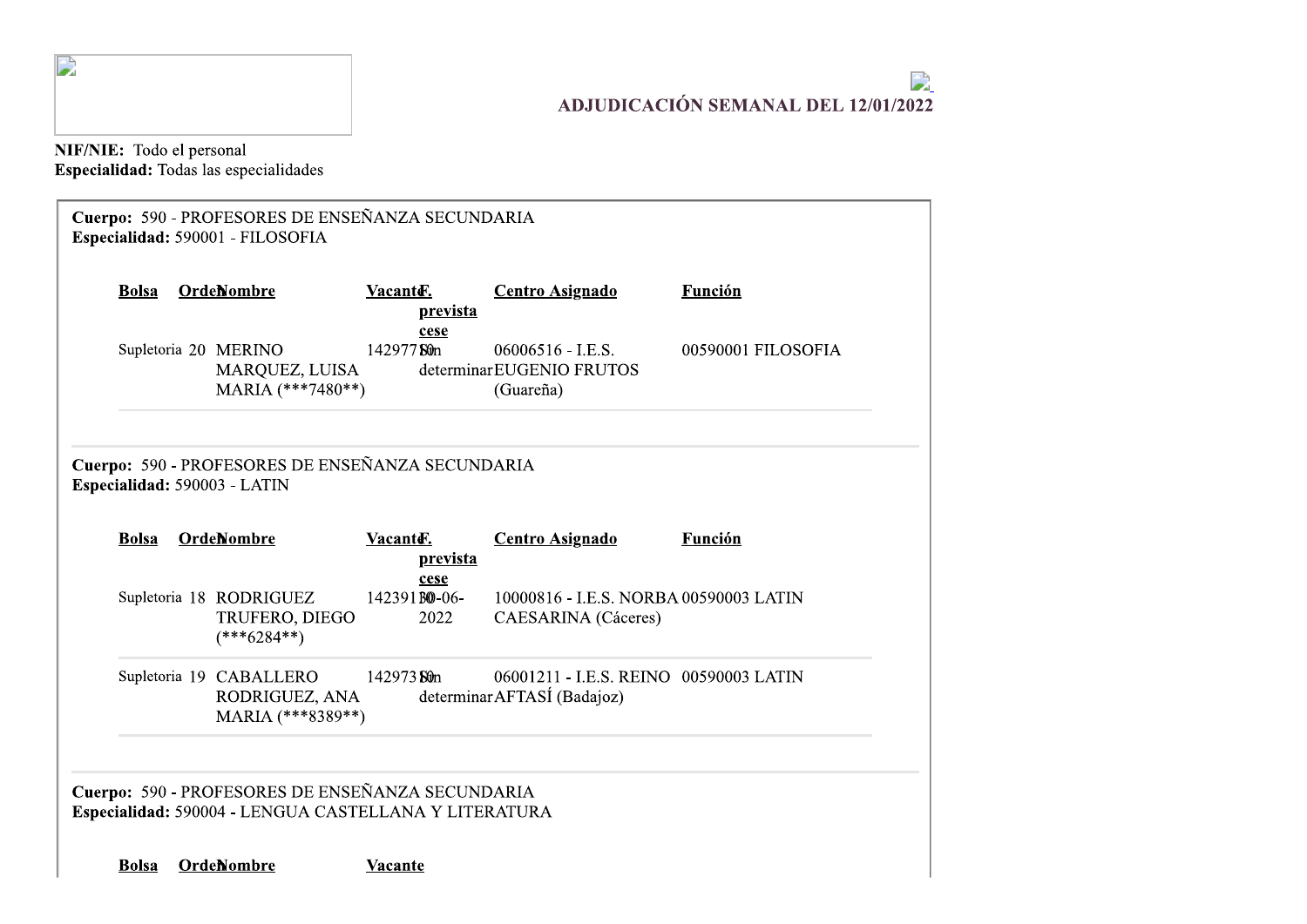## ADJUDICACIÓN SEMANAL DEL 12/01/2022

**NIF/NIE:** Todo el personal
**Especialidad:** Todas las especialidades

**Cuerpo:** 590 - PROFESORES DE ENSEÑANZA SECUNDARIA
**Especialidad:** 590001 - FILOSOFIA

| Bolsa | Orden | Nombre | Vacante | F. prevista cese | Centro Asignado | Función |
|---|---|---|---|---|---|---|
| Supletoria | 20 | MERINO MARQUEZ, LUISA MARIA (***7480**) | 1429778 | Sin determinar | 06006516 - I.E.S. EUGENIO FRUTOS (Guareña) | 00590001 FILOSOFIA |

**Cuerpo:** 590 - PROFESORES DE ENSEÑANZA SECUNDARIA
**Especialidad:** 590003 - LATIN

| Bolsa | Orden | Nombre | Vacante | F. prevista cese | Centro Asignado | Función |
|---|---|---|---|---|---|---|
| Supletoria | 18 | RODRIGUEZ TRUFERO, DIEGO (***6284**) | 1423913 | 30-06-2022 | 10000816 - I.E.S. NORBA CAESARINA (Cáceres) | 00590003 LATIN |
| Supletoria | 19 | CABALLERO RODRIGUEZ, ANA MARIA (***8389**) | 1429738 | Sin determinar | 06001211 - I.E.S. REINO AFTASÍ (Badajoz) | 00590003 LATIN |

**Cuerpo:** 590 - PROFESORES DE ENSEÑANZA SECUNDARIA
**Especialidad:** 590004 - LENGUA CASTELLANA Y LITERATURA

| Bolsa | Orden | Nombre | Vacante |
|---|---|---|---|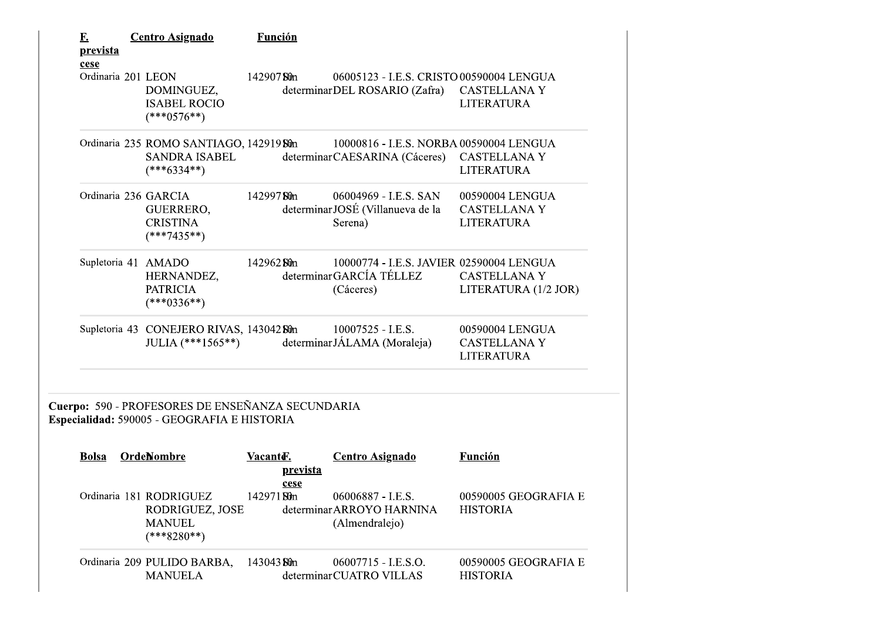| Bolsa | Orden | Nombre | Vacante | F. prevista cese | Centro Asignado | Función |
|---|---|---|---|---|---|---|
| Ordinaria | 201 | LEON DOMINGUEZ, ISABEL ROCIO (***0576**) | 142907 | Sin determinar | 06005123 - I.E.S. CRISTO DEL ROSARIO (Zafra) | 00590004 LENGUA CASTELLANA Y LITERATURA |
| Ordinaria | 235 | ROMO SANTIAGO, SANDRA ISABEL (***6334**) | 142919 | Sin determinar | 10000816 - I.E.S. NORBA CAESARINA (Cáceres) | 00590004 LENGUA CASTELLANA Y LITERATURA |
| Ordinaria | 236 | GARCIA GUERRERO, CRISTINA (***7435**) | 142997 | Sin determinar | 06004969 - I.E.S. SAN JOSÉ (Villanueva de la Serena) | 00590004 LENGUA CASTELLANA Y LITERATURA |
| Supletoria | 41 | AMADO HERNANDEZ, PATRICIA (***0336**) | 142962 | Sin determinar | 10000774 - I.E.S. JAVIER GARCÍA TÉLLEZ (Cáceres) | 02590004 LENGUA CASTELLANA Y LITERATURA (1/2 JOR) |
| Supletoria | 43 | CONEJERO RIVAS, JULIA (***1565**) | 143042 | Sin determinar | 10007525 - I.E.S. JÁLAMA (Moraleja) | 00590004 LENGUA CASTELLANA Y LITERATURA |

**Cuerpo:** 590 - PROFESORES DE ENSEÑANZA SECUNDARIA
**Especialidad:** 590005 - GEOGRAFIA E HISTORIA

| Bolsa | Orden | Nombre | Vacante | F. prevista cese | Centro Asignado | Función |
|---|---|---|---|---|---|---|
| Ordinaria | 181 | RODRIGUEZ RODRIGUEZ, JOSE MANUEL (***8280**) | 142971 | Sin determinar | 06006887 - I.E.S. ARROYO HARNINA (Almendralejo) | 00590005 GEOGRAFIA E HISTORIA |
| Ordinaria | 209 | PULIDO BARBA, MANUELA | 143043 | Sin determinar | 06007715 - I.E.S.O. CUATRO VILLAS | 00590005 GEOGRAFIA E HISTORIA |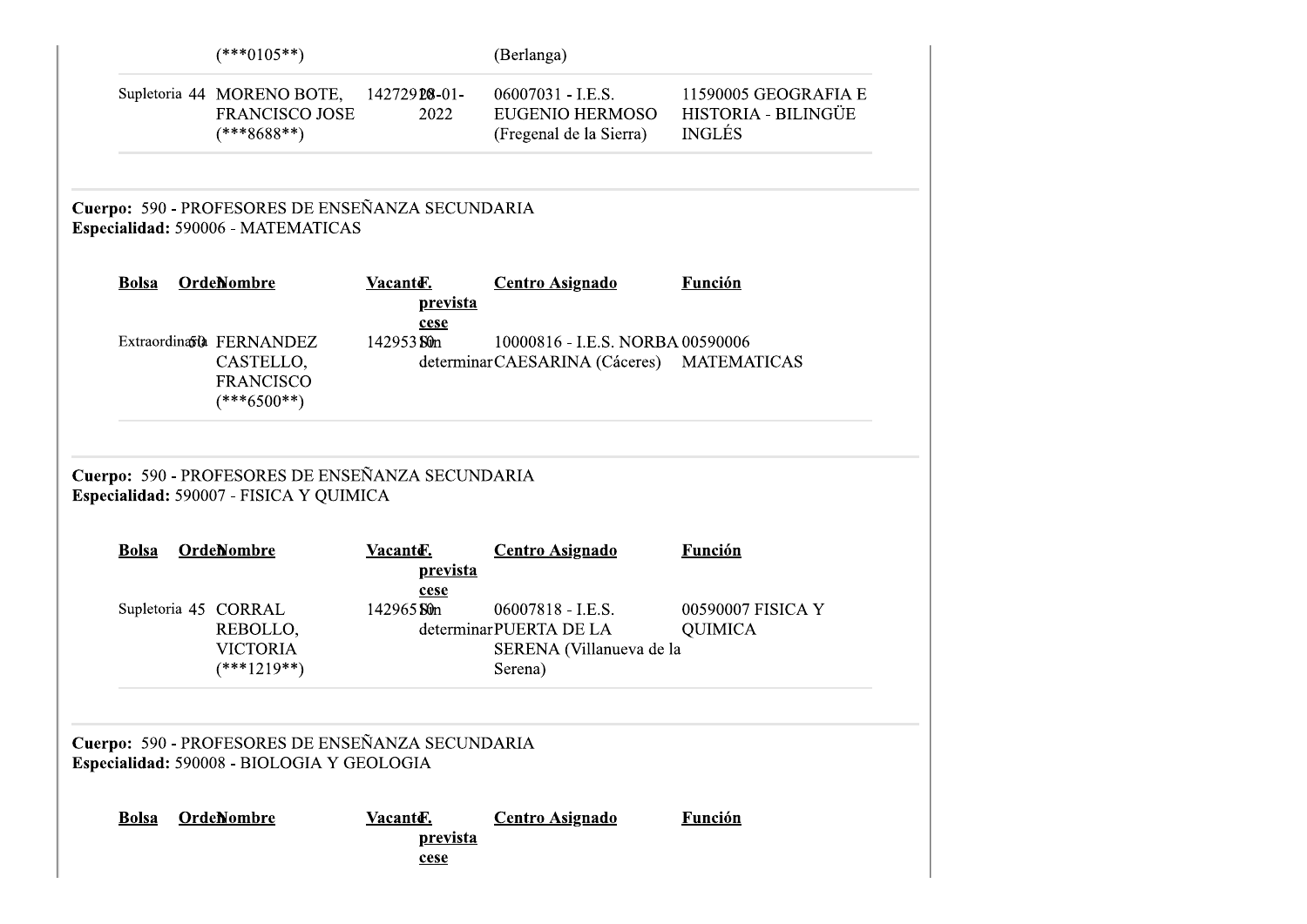| Bolsa | Orden | Nombre | Vacante | F. prevista cese | Centro Asignado | Función |
|---|---|---|---|---|---|---|
| | | (***0105**) | | | (Berlanga) | |
| Supletoria | 44 | MORENO BOTE, FRANCISCO JOSE (***8688**) | 142729 | 28-01-2022 | 06007031 - I.E.S. EUGENIO HERMOSO (Fregenal de la Sierra) | 11590005 GEOGRAFIA E HISTORIA - BILINGÜE INGLÉS |

**Cuerpo:** 590 - PROFESORES DE ENSEÑANZA SECUNDARIA
**Especialidad:** 590006 - MATEMATICAS

| Bolsa | Orden | Nombre | Vacante | F. prevista cese | Centro Asignado | Función |
|---|---|---|---|---|---|---|
| Extraordinaria | 50 | FERNANDEZ CASTELLO, FRANCISCO (***6500**) | 142953 | Sin determinar | 10000816 - I.E.S. NORBA CAESARINA (Cáceres) | 00590006 MATEMATICAS |

**Cuerpo:** 590 - PROFESORES DE ENSEÑANZA SECUNDARIA
**Especialidad:** 590007 - FISICA Y QUIMICA

| Bolsa | Orden | Nombre | Vacante | F. prevista cese | Centro Asignado | Función |
|---|---|---|---|---|---|---|
| Supletoria | 45 | CORRAL REBOLLO, VICTORIA (***1219**) | 142965 | Sin determinar | 06007818 - I.E.S. PUERTA DE LA SERENA (Villanueva de la Serena) | 00590007 FISICA Y QUIMICA |

**Cuerpo:** 590 - PROFESORES DE ENSEÑANZA SECUNDARIA
**Especialidad:** 590008 - BIOLOGIA Y GEOLOGIA

| Bolsa | Orden | Nombre | Vacante | F. prevista cese | Centro Asignado | Función |
|---|---|---|---|---|---|---|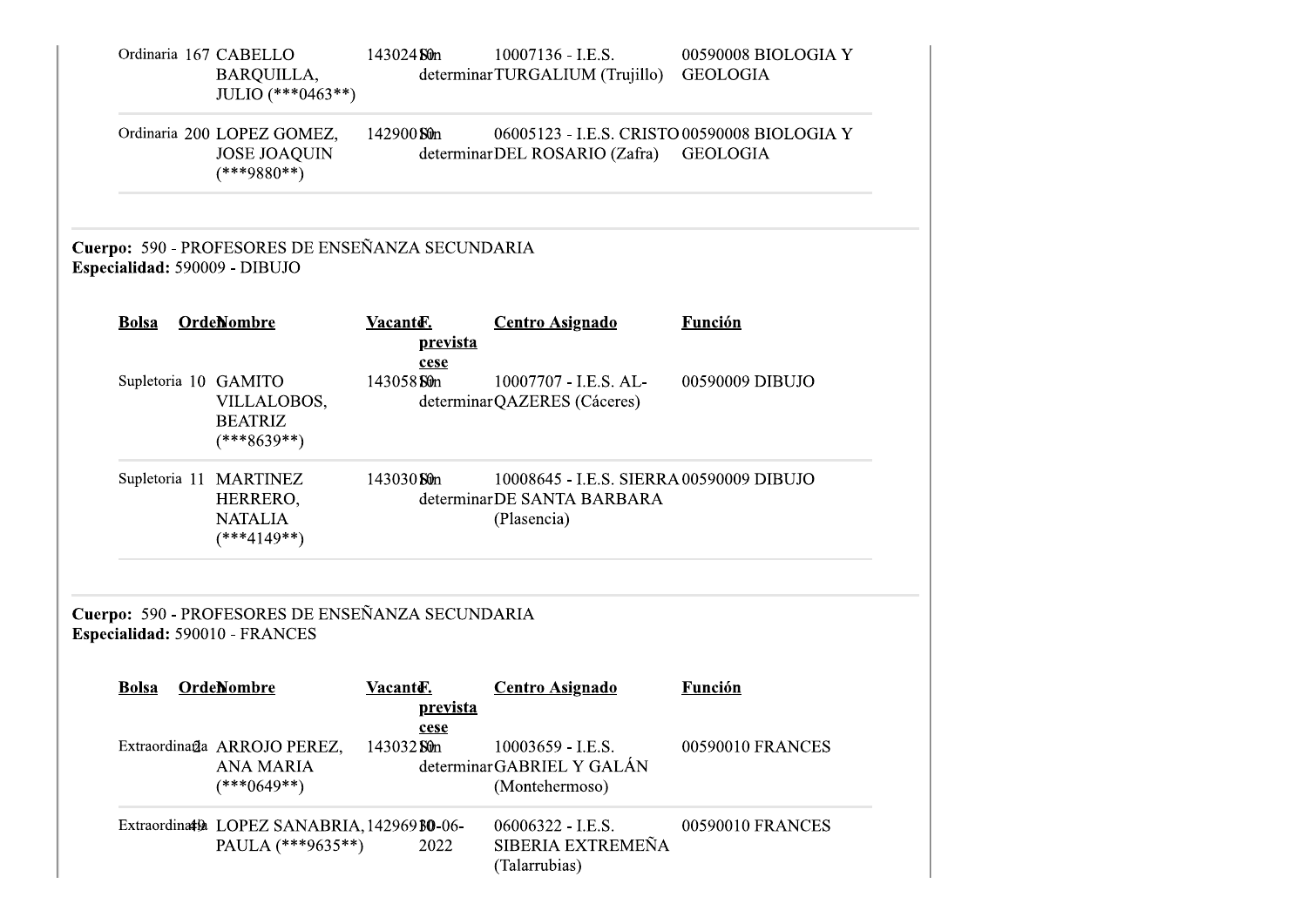| Bolsa | Orden | Nombre | Vacante | F. prevista cese | Centro Asignado | Función |
|---|---|---|---|---|---|---|
| Ordinaria | 167 | CABELLO BARQUILLA, JULIO (***0463**) | 1430241 | Sin determinar | 10007136 - I.E.S. TURGALIUM (Trujillo) | 00590008 BIOLOGIA Y GEOLOGIA |
| Ordinaria | 200 | LOPEZ GOMEZ, JOSE JOAQUIN (***9880**) | 1429001 | Sin determinar | 06005123 - I.E.S. CRISTO DEL ROSARIO (Zafra) | 00590008 BIOLOGIA Y GEOLOGIA |

**Cuerpo:** 590 - PROFESORES DE ENSEÑANZA SECUNDARIA
**Especialidad:** 590009 - DIBUJO

| Bolsa | Orden | Nombre | Vacante | F. prevista cese | Centro Asignado | Función |
|---|---|---|---|---|---|---|
| Supletoria | 10 | GAMITO VILLALOBOS, BEATRIZ (***8639**) | 1430588 | Sin determinar | 10007707 - I.E.S. AL-QAZERES (Cáceres) | 00590009 DIBUJO |
| Supletoria | 11 | MARTINEZ HERRERO, NATALIA (***4149**) | 1430301 | Sin determinar | 10008645 - I.E.S. SIERRA DE SANTA BARBARA (Plasencia) | 00590009 DIBUJO |

**Cuerpo:** 590 - PROFESORES DE ENSEÑANZA SECUNDARIA
**Especialidad:** 590010 - FRANCES

| Bolsa | Orden | Nombre | Vacante | F. prevista cese | Centro Asignado | Función |
|---|---|---|---|---|---|---|
| Extraordinaria | 2 | ARROJO PEREZ, ANA MARIA (***0649**) | 1430321 | Sin determinar | 10003659 - I.E.S. GABRIEL Y GALÁN (Montehermoso) | 00590010 FRANCES |
| Extraordinaria | 49 | LOPEZ SANABRIA, PAULA (***9635**) | 1429691 | 30-06-2022 | 06006322 - I.E.S. SIBERIA EXTREMEÑA (Talarrubias) | 00590010 FRANCES |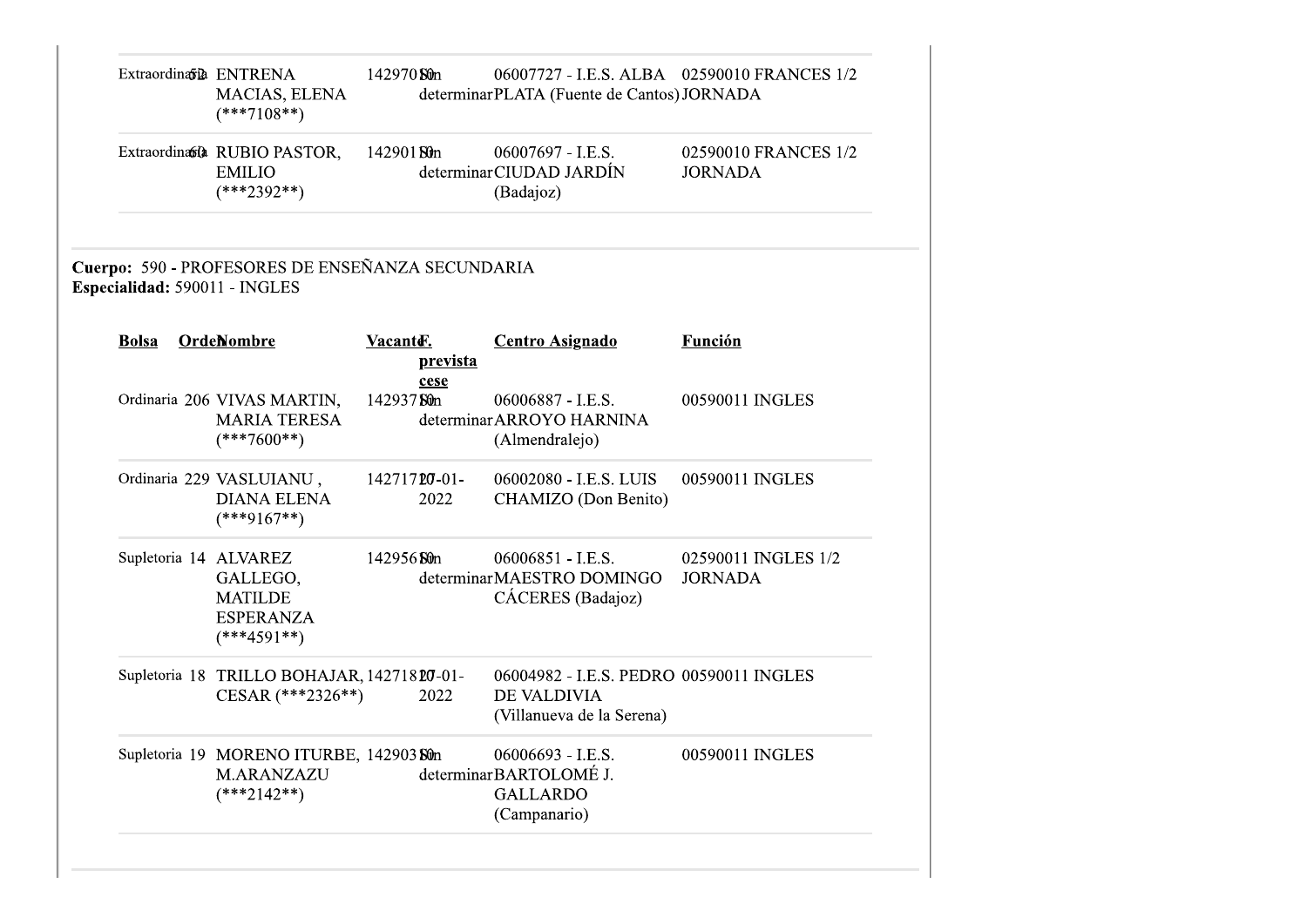| | | | | | | |
|---|---|---|---|---|---|---|
| Extraordinaria | 52 | ENTRENA MACIAS, ELENA (***7108**) | 142970 | Sin determinar | 06007727 - I.E.S. ALBA PLATA (Fuente de Cantos) | 02590010 FRANCES 1/2 JORNADA |
| Extraordinaria | 60 | RUBIO PASTOR, EMILIO (***2392**) | 142901 | Sin determinar | 06007697 - I.E.S. CIUDAD JARDÍN (Badajoz) | 02590010 FRANCES 1/2 JORNADA |

**Cuerpo:** 590 - PROFESORES DE ENSEÑANZA SECUNDARIA
**Especialidad:** 590011 - INGLES

| **Bolsa** | **Orden** | **Nombre** | **Vacante** | **F. prevista cese** | **Centro Asignado** | **Función** |
|---|---|---|---|---|---|---|
| Ordinaria | 206 | VIVAS MARTIN, MARIA TERESA (***7600**) | 142937 | Sin determinar | 06006887 - I.E.S. ARROYO HARNINA (Almendralejo) | 00590011 INGLES |
| Ordinaria | 229 | VASLUIANU , DIANA ELENA (***9167**) | 142717 | 20-01-2022 | 06002080 - I.E.S. LUIS CHAMIZO (Don Benito) | 00590011 INGLES |
| Supletoria | 14 | ALVAREZ GALLEGO, MATILDE ESPERANZA (***4591**) | 142956 | Sin determinar | 06006851 - I.E.S. MAESTRO DOMINGO CÁCERES (Badajoz) | 02590011 INGLES 1/2 JORNADA |
| Supletoria | 18 | TRILLO BOHAJAR, CESAR (***2326**) | 142718 | 20-01-2022 | 06004982 - I.E.S. PEDRO DE VALDIVIA (Villanueva de la Serena) | 00590011 INGLES |
| Supletoria | 19 | MORENO ITURBE, M.ARANZAZU (***2142**) | 142903 | Sin determinar | 06006693 - I.E.S. BARTOLOMÉ J. GALLARDO (Campanario) | 00590011 INGLES |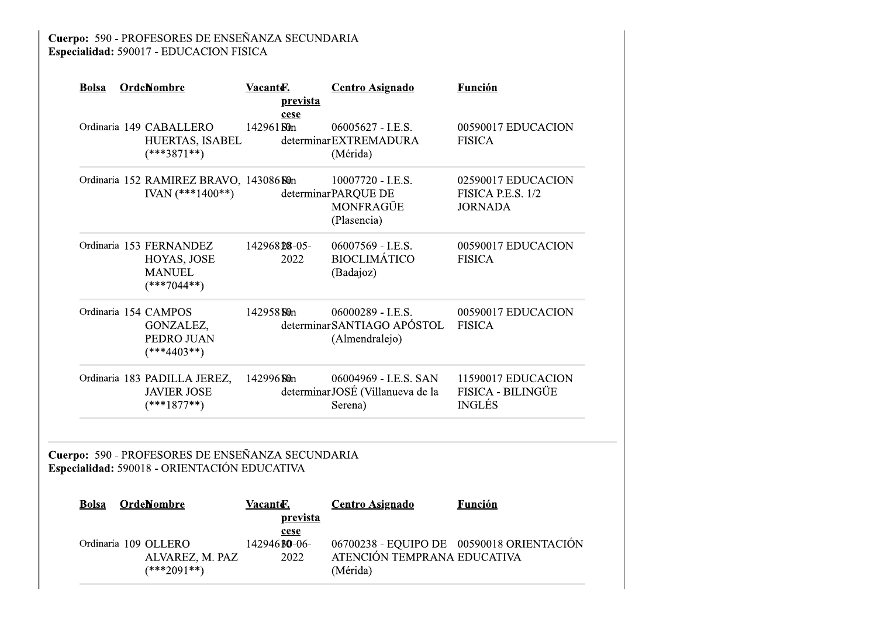**Cuerpo:** 590 - PROFESORES DE ENSEÑANZA SECUNDARIA
**Especialidad:** 590017 - EDUCACION FISICA

| Bolsa | Orden | Nombre | Vacante | F. prevista cese | Centro Asignado | Función |
|---|---|---|---|---|---|---|
| Ordinaria | 149 | CABALLERO HUERTAS, ISABEL (***3871**) | 1429618 | Sin determinar | 06005627 - I.E.S. EXTREMADURA (Mérida) | 00590017 EDUCACION FISICA |
| Ordinaria | 152 | RAMIREZ BRAVO, IVAN (***1400**) | 1430860 | Sin determinar | 10007720 - I.E.S. PARQUE DE MONFRAGÜE (Plasencia) | 02590017 EDUCACION FISICA P.E.S. 1/2 JORNADA |
| Ordinaria | 153 | FERNANDEZ HOYAS, JOSE MANUEL (***7044**) | 1429682 | 18-05-2022 | 06007569 - I.E.S. BIOCLIMÁTICO (Badajoz) | 00590017 EDUCACION FISICA |
| Ordinaria | 154 | CAMPOS GONZALEZ, PEDRO JUAN (***4403**) | 1429588 | Sin determinar | 06000289 - I.E.S. SANTIAGO APÓSTOL (Almendralejo) | 00590017 EDUCACION FISICA |
| Ordinaria | 183 | PADILLA JEREZ, JAVIER JOSE (***1877**) | 1429960 | Sin determinar | 06004969 - I.E.S. SAN JOSÉ (Villanueva de la Serena) | 11590017 EDUCACION FISICA - BILINGÜE INGLÉS |

**Cuerpo:** 590 - PROFESORES DE ENSEÑANZA SECUNDARIA
**Especialidad:** 590018 - ORIENTACIÓN EDUCATIVA

| Bolsa | Orden | Nombre | Vacante | F. prevista cese | Centro Asignado | Función |
|---|---|---|---|---|---|---|
| Ordinaria | 109 | OLLERO ALVAREZ, M. PAZ (***2091**) | 1429461 | 30-06-2022 | 06700238 - EQUIPO DE ATENCIÓN TEMPRANA (Mérida) | 00590018 ORIENTACIÓN EDUCATIVA |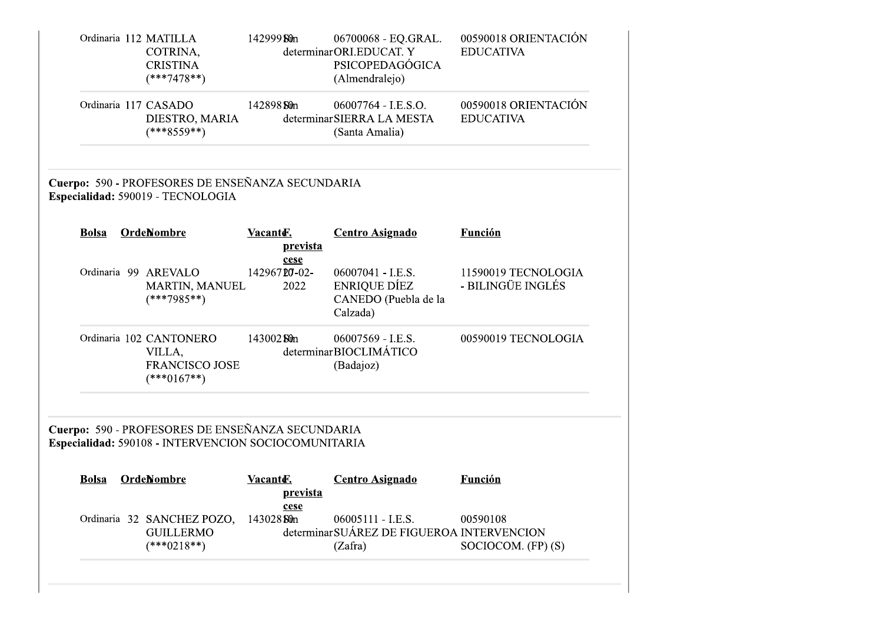| Bolsa | Orden | Nombre | Vacante | F. prevista cese | Centro Asignado | Función |
|---|---|---|---|---|---|---|
| Ordinaria | 112 | MATILLA COTRINA, CRISTINA (***7478**) | 142999 | Sin determinar | 06700068 - EQ.GRAL. ORI.EDUCAT. Y PSICOPEDAGÓGICA (Almendralejo) | 00590018 ORIENTACIÓN EDUCATIVA |
| Ordinaria | 117 | CASADO DIESTRO, MARIA (***8559**) | 142898 | Sin determinar | 06007764 - I.E.S.O. SIERRA LA MESTA (Santa Amalia) | 00590018 ORIENTACIÓN EDUCATIVA |

**Cuerpo:** 590 - PROFESORES DE ENSEÑANZA SECUNDARIA
**Especialidad:** 590019 - TECNOLOGIA

| Bolsa | Orden | Nombre | Vacante | F. prevista cese | Centro Asignado | Función |
|---|---|---|---|---|---|---|
| Ordinaria | 99 | AREVALO MARTIN, MANUEL (***7985**) | 142967 | 10-02-2022 | 06007041 - I.E.S. ENRIQUE DÍEZ CANEDO (Puebla de la Calzada) | 11590019 TECNOLOGIA - BILINGÜE INGLÉS |
| Ordinaria | 102 | CANTONERO VILLA, FRANCISCO JOSE (***0167**) | 143002 | Sin determinar | 06007569 - I.E.S. BIOCLIMÁTICO (Badajoz) | 00590019 TECNOLOGIA |

**Cuerpo:** 590 - PROFESORES DE ENSEÑANZA SECUNDARIA
**Especialidad:** 590108 - INTERVENCION SOCIOCOMUNITARIA

| Bolsa | Orden | Nombre | Vacante | F. prevista cese | Centro Asignado | Función |
|---|---|---|---|---|---|---|
| Ordinaria | 32 | SANCHEZ POZO, GUILLERMO (***0218**) | 143028 | Sin determinar | 06005111 - I.E.S. SUÁREZ DE FIGUEROA (Zafra) | 00590108 INTERVENCION SOCIOCOM. (FP) (S) |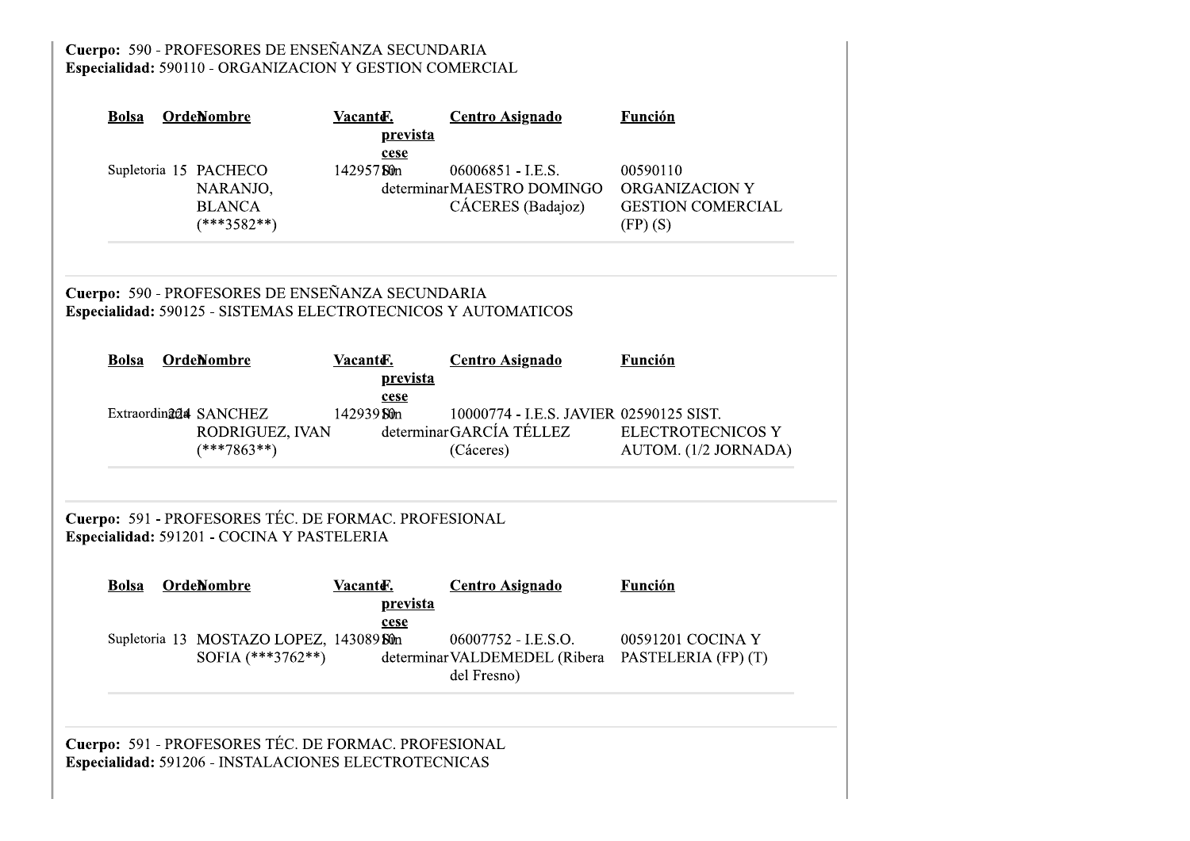**Cuerpo:** 590 - PROFESORES DE ENSEÑANZA SECUNDARIA
**Especialidad:** 590110 - ORGANIZACION Y GESTION COMERCIAL

| Bolsa | Orden | Nombre | Vacante | F. prevista cese | Centro Asignado | Función |
|---|---|---|---|---|---|---|
| Supletoria | 15 | PACHECO NARANJO, BLANCA (***3582**) | 1429578 | Sin determinar | 06006851 - I.E.S. MAESTRO DOMINGO CÁCERES (Badajoz) | 00590110 ORGANIZACION Y GESTION COMERCIAL (FP) (S) |

**Cuerpo:** 590 - PROFESORES DE ENSEÑANZA SECUNDARIA
**Especialidad:** 590125 - SISTEMAS ELECTROTECNICOS Y AUTOMATICOS

| Bolsa | Orden | Nombre | Vacante | F. prevista cese | Centro Asignado | Función |
|---|---|---|---|---|---|---|
| Extraordinaria | 24 | SANCHEZ RODRIGUEZ, IVAN (***7863**) | 1429398 | Sin determinar | 10000774 - I.E.S. JAVIER GARCÍA TÉLLEZ (Cáceres) | 02590125 SIST. ELECTROTECNICOS Y AUTOM. (1/2 JORNADA) |

**Cuerpo:** 591 - PROFESORES TÉC. DE FORMAC. PROFESIONAL
**Especialidad:** 591201 - COCINA Y PASTELERIA

| Bolsa | Orden | Nombre | Vacante | F. prevista cese | Centro Asignado | Función |
|---|---|---|---|---|---|---|
| Supletoria | 13 | MOSTAZO LOPEZ, SOFIA (***3762**) | 1430898 | Sin determinar | 06007752 - I.E.S.O. VALDEMEDEL (Ribera del Fresno) | 00591201 COCINA Y PASTELERIA (FP) (T) |

**Cuerpo:** 591 - PROFESORES TÉC. DE FORMAC. PROFESIONAL
**Especialidad:** 591206 - INSTALACIONES ELECTROTECNICAS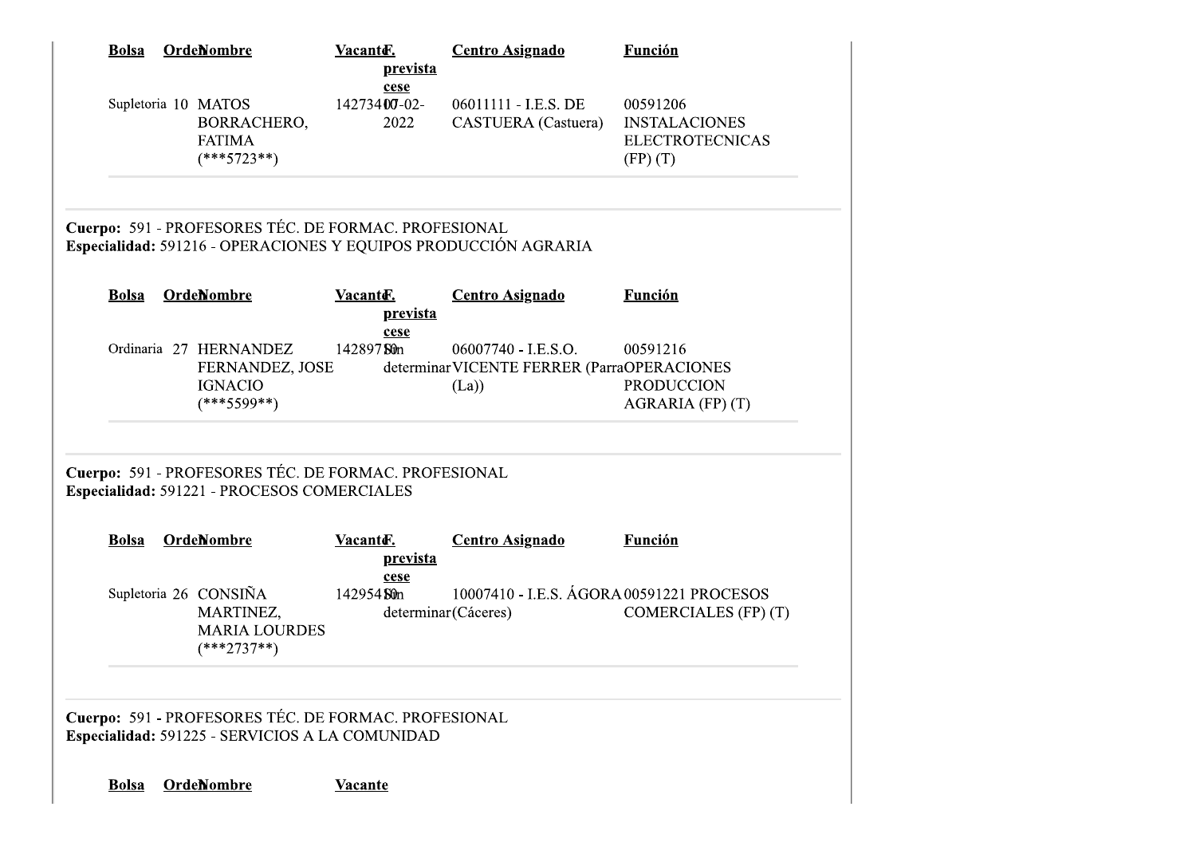| Bolsa | Orden | Nombre | Vacante | F. prevista cese | Centro Asignado | Función |
|---|---|---|---|---|---|---|
| Supletoria | 10 | MATOS BORRACHERO, FATIMA (***5723**) | 142734 | 07-02-2022 | 06011111 - I.E.S. DE CASTUERA (Castuera) | 00591206 INSTALACIONES ELECTROTECNICAS (FP) (T) |

**Cuerpo:** 591 - PROFESORES TÉC. DE FORMAC. PROFESIONAL
**Especialidad:** 591216 - OPERACIONES Y EQUIPOS PRODUCCIÓN AGRARIA

| Bolsa | Orden | Nombre | Vacante | F. prevista cese | Centro Asignado | Función |
|---|---|---|---|---|---|---|
| Ordinaria | 27 | HERNANDEZ FERNANDEZ, JOSE IGNACIO (***5599**) | 142897 | Sin determinar | 06007740 - I.E.S.O. VICENTE FERRER (Parra (La)) | 00591216 OPERACIONES PRODUCCION AGRARIA (FP) (T) |

**Cuerpo:** 591 - PROFESORES TÉC. DE FORMAC. PROFESIONAL
**Especialidad:** 591221 - PROCESOS COMERCIALES

| Bolsa | Orden | Nombre | Vacante | F. prevista cese | Centro Asignado | Función |
|---|---|---|---|---|---|---|
| Supletoria | 26 | CONSIÑA MARTINEZ, MARIA LOURDES (***2737**) | 142954 | Sin determinar | 10007410 - I.E.S. ÁGORA (Cáceres) | 00591221 PROCESOS COMERCIALES (FP) (T) |

**Cuerpo:** 591 - PROFESORES TÉC. DE FORMAC. PROFESIONAL
**Especialidad:** 591225 - SERVICIOS A LA COMUNIDAD

| Bolsa | Orden | Nombre | Vacante |
|---|---|---|---|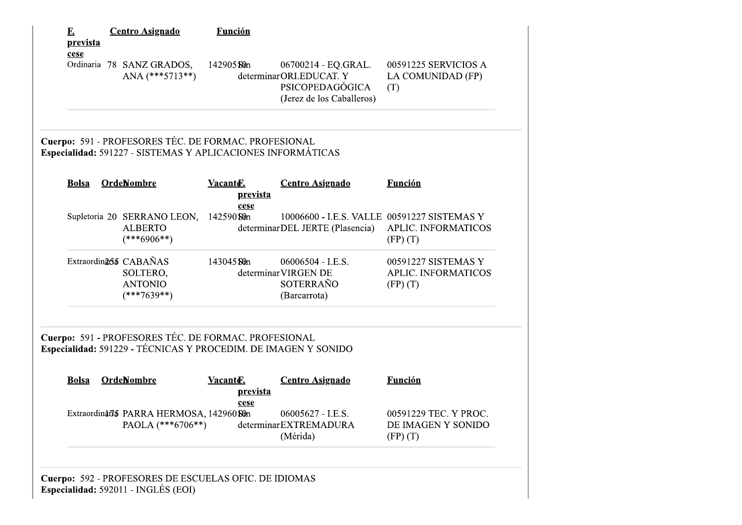| Bolsa | Orden | Nombre | Vacante | F. prevista cese | Centro Asignado | Función |
|---|---|---|---|---|---|---|
| Ordinaria | 78 | SANZ GRADOS, ANA (***5713**) | 142905 | Sin determinar | 06700214 - EQ.GRAL. ORI.EDUCAT. Y PSICOPEDAGÓGICA (Jerez de los Caballeros) | 00591225 SERVICIOS A LA COMUNIDAD (FP) (T) |

**Cuerpo:** 591 - PROFESORES TÉC. DE FORMAC. PROFESIONAL
**Especialidad:** 591227 - SISTEMAS Y APLICACIONES INFORMÁTICAS

| Bolsa | Orden | Nombre | Vacante | F. prevista cese | Centro Asignado | Función |
|---|---|---|---|---|---|---|
| Supletoria | 20 | SERRANO LEON, ALBERTO (***6906**) | 142590 | Sin determinar | 10006600 - I.E.S. VALLE DEL JERTE (Plasencia) | 00591227 SISTEMAS Y APLIC. INFORMATICOS (FP) (T) |
| Extraordinaria | 255 | CABAÑAS SOLTERO, ANTONIO (***7639**) | 143045 | Sin determinar | 06006504 - I.E.S. VIRGEN DE SOTERRAÑO (Barcarrota) | 00591227 SISTEMAS Y APLIC. INFORMATICOS (FP) (T) |

**Cuerpo:** 591 - PROFESORES TÉC. DE FORMAC. PROFESIONAL
**Especialidad:** 591229 - TÉCNICAS Y PROCEDIM. DE IMAGEN Y SONIDO

| Bolsa | Orden | Nombre | Vacante | F. prevista cese | Centro Asignado | Función |
|---|---|---|---|---|---|---|
| Extraordinaria | 175 | PARRA HERMOSA, PAOLA (***6706**) | 142960 | Sin determinar | 06005627 - I.E.S. EXTREMADURA (Mérida) | 00591229 TEC. Y PROC. DE IMAGEN Y SONIDO (FP) (T) |

**Cuerpo:** 592 - PROFESORES DE ESCUELAS OFIC. DE IDIOMAS
**Especialidad:** 592011 - INGLÉS (EOI)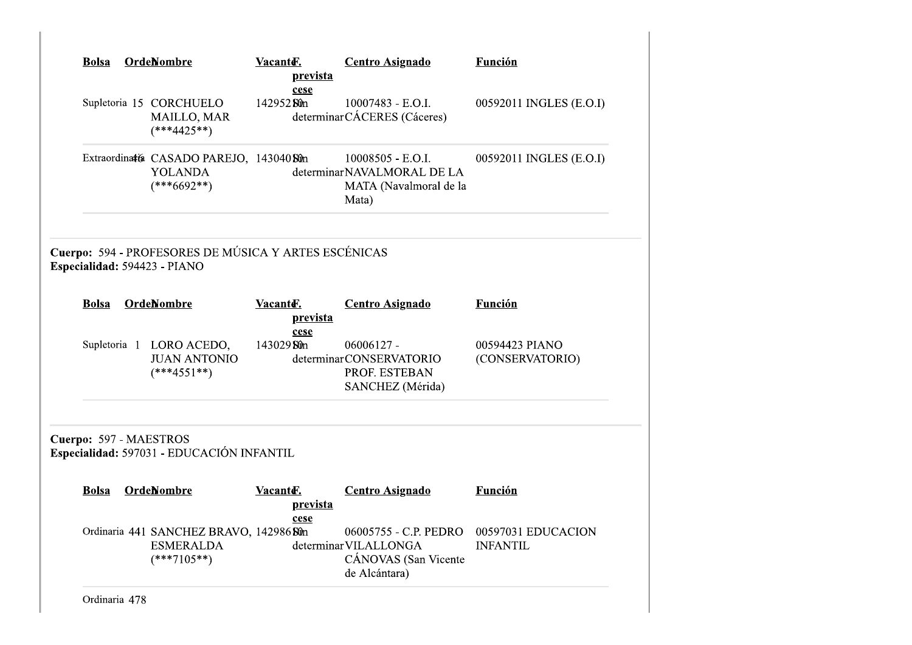| Bolsa | Orden | Nombre | Vacante | F. prevista cese | Centro Asignado | Función |
|---|---|---|---|---|---|---|
| Supletoria | 15 | CORCHUELO MAILLO, MAR (***4425**) | 142952 | Sin determinar | 10007483 - E.O.I. CÁCERES (Cáceres) | 00592011 INGLES (E.O.I) |
| Extraordinaria | 46 | CASADO PAREJO, YOLANDA (***6692**) | 143040 | Sin determinar | 10008505 - E.O.I. NAVALMORAL DE LA MATA (Navalmoral de la Mata) | 00592011 INGLES (E.O.I) |

**Cuerpo:** 594 - PROFESORES DE MÚSICA Y ARTES ESCÉNICAS
**Especialidad:** 594423 - PIANO

| Bolsa | Orden | Nombre | Vacante | F. prevista cese | Centro Asignado | Función |
|---|---|---|---|---|---|---|
| Supletoria | 1 | LORO ACEDO, JUAN ANTONIO (***4551**) | 143029 | Sin determinar | 06006127 - CONSERVATORIO PROF. ESTEBAN SANCHEZ (Mérida) | 00594423 PIANO (CONSERVATORIO) |

**Cuerpo:** 597 - MAESTROS
**Especialidad:** 597031 - EDUCACIÓN INFANTIL

| Bolsa | Orden | Nombre | Vacante | F. prevista cese | Centro Asignado | Función |
|---|---|---|---|---|---|---|
| Ordinaria | 441 | SANCHEZ BRAVO, ESMERALDA (***7105**) | 142986 | Sin determinar | 06005755 - C.P. PEDRO VILALLONGA CÁNOVAS (San Vicente de Alcántara) | 00597031 EDUCACION INFANTIL |
| Ordinaria | 478 | | | | | |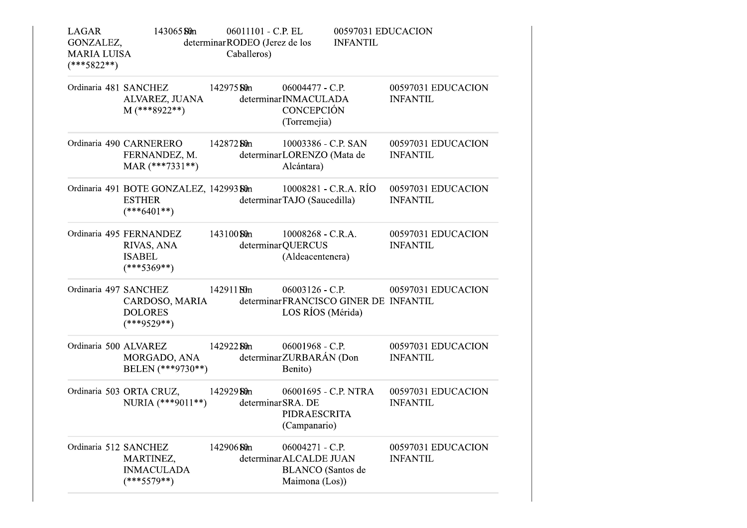| | | | | | |
|---|---|---|---|---|---|
| | | LAGAR GONZALEZ, MARIA LUISA (***5822**) | 143065 | Sin determinar | 06011101 - C.P. EL RODEO (Jerez de los Caballeros) | 00597031 EDUCACION INFANTIL |
| Ordinaria | 481 | SANCHEZ ALVAREZ, JUANA M (***8922**) | 142975 | Sin determinar | 06004477 - C.P. INMACULADA CONCEPCIÓN (Torremejia) | 00597031 EDUCACION INFANTIL |
| Ordinaria | 490 | CARNERERO FERNANDEZ, M. MAR (***7331**) | 142872 | Sin determinar | 10003386 - C.P. SAN LORENZO (Mata de Alcántara) | 00597031 EDUCACION INFANTIL |
| Ordinaria | 491 | BOTE GONZALEZ, ESTHER (***6401**) | 142993 | Sin determinar | 10008281 - C.R.A. RÍO TAJO (Saucedilla) | 00597031 EDUCACION INFANTIL |
| Ordinaria | 495 | FERNANDEZ RIVAS, ANA ISABEL (***5369**) | 143100 | Sin determinar | 10008268 - C.R.A. QUERCUS (Aldeacentenera) | 00597031 EDUCACION INFANTIL |
| Ordinaria | 497 | SANCHEZ CARDOSO, MARIA DOLORES (***9529**) | 142911 | Sin determinar | 06003126 - C.P. FRANCISCO GINER DE LOS RÍOS (Mérida) | 00597031 EDUCACION INFANTIL |
| Ordinaria | 500 | ALVAREZ MORGADO, ANA BELEN (***9730**) | 142922 | Sin determinar | 06001968 - C.P. ZURBARÁN (Don Benito) | 00597031 EDUCACION INFANTIL |
| Ordinaria | 503 | ORTA CRUZ, NURIA (***9011**) | 142929 | Sin determinar | 06001695 - C.P. NTRA SRA. DE PIDRAESCRITA (Campanario) | 00597031 EDUCACION INFANTIL |
| Ordinaria | 512 | SANCHEZ MARTINEZ, INMACULADA (***5579**) | 142906 | Sin determinar | 06004271 - C.P. ALCALDE JUAN BLANCO (Santos de Maimona (Los)) | 00597031 EDUCACION INFANTIL |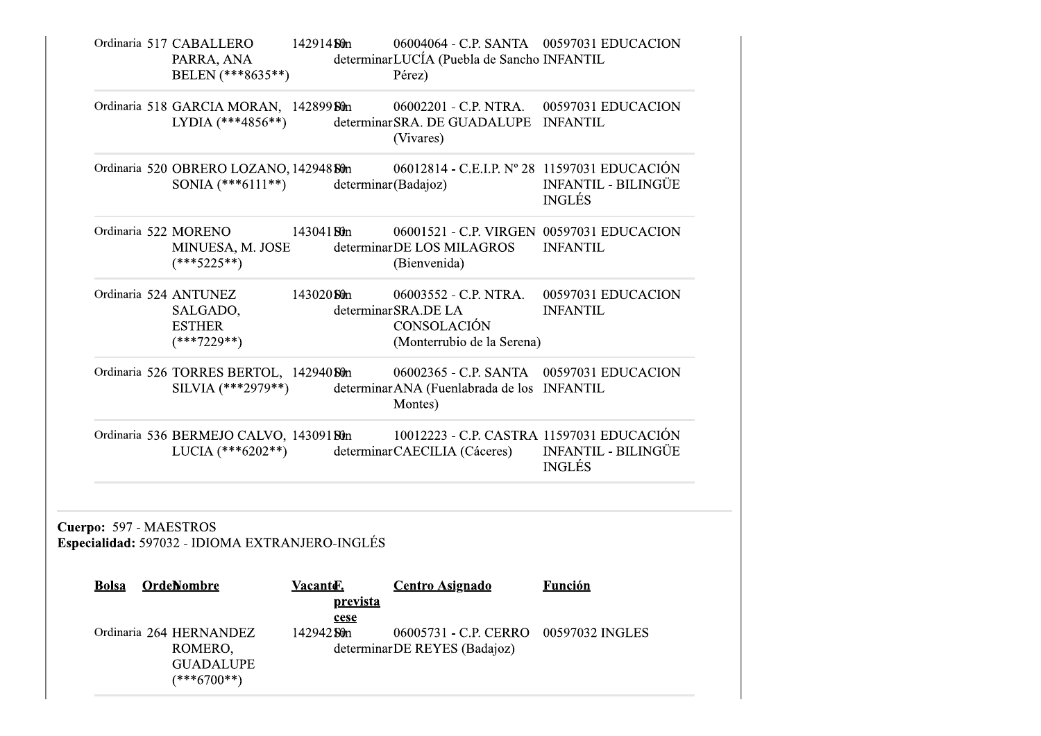| Bolsa | Orden | Nombre | Vacante | F. prevista cese | Centro Asignado | Función |
|---|---|---|---|---|---|---|
| Ordinaria | 517 | CABALLERO PARRA, ANA BELEN (***8635**) | 142914 | Sin determinar | 06004064 - C.P. SANTA LUCÍA (Puebla de Sancho Pérez) | 00597031 EDUCACION INFANTIL |
| Ordinaria | 518 | GARCIA MORAN, LYDIA (***4856**) | 142899 | Sin determinar | 06002201 - C.P. NTRA. SRA. DE GUADALUPE (Vivares) | 00597031 EDUCACION INFANTIL |
| Ordinaria | 520 | OBRERO LOZANO, SONIA (***6111**) | 142948 | Sin determinar | 06012814 - C.E.I.P. Nº 28 (Badajoz) | 11597031 EDUCACIÓN INFANTIL - BILINGÜE INGLÉS |
| Ordinaria | 522 | MORENO MINUESA, M. JOSE (***5225**) | 143041 | Sin determinar | 06001521 - C.P. VIRGEN DE LOS MILAGROS (Bienvenida) | 00597031 EDUCACION INFANTIL |
| Ordinaria | 524 | ANTUNEZ SALGADO, ESTHER (***7229**) | 143020 | Sin determinar | 06003552 - C.P. NTRA. SRA.DE LA CONSOLACIÓN (Monterrubio de la Serena) | 00597031 EDUCACION INFANTIL |
| Ordinaria | 526 | TORRES BERTOL, SILVIA (***2979**) | 142940 | Sin determinar | 06002365 - C.P. SANTA ANA (Fuenlabrada de los Montes) | 00597031 EDUCACION INFANTIL |
| Ordinaria | 536 | BERMEJO CALVO, LUCIA (***6202**) | 143091 | Sin determinar | 10012223 - C.P. CASTRA CAECILIA (Cáceres) | 11597031 EDUCACIÓN INFANTIL - BILINGÜE INGLÉS |

**Cuerpo:** 597 - MAESTROS
**Especialidad:** 597032 - IDIOMA EXTRANJERO-INGLÉS

| Bolsa | Orden | Nombre | Vacante | F. prevista cese | Centro Asignado | Función |
|---|---|---|---|---|---|---|
| Ordinaria | 264 | HERNANDEZ ROMERO, GUADALUPE (***6700**) | 142942 | Sin determinar | 06005731 - C.P. CERRO DE REYES (Badajoz) | 00597032 INGLES |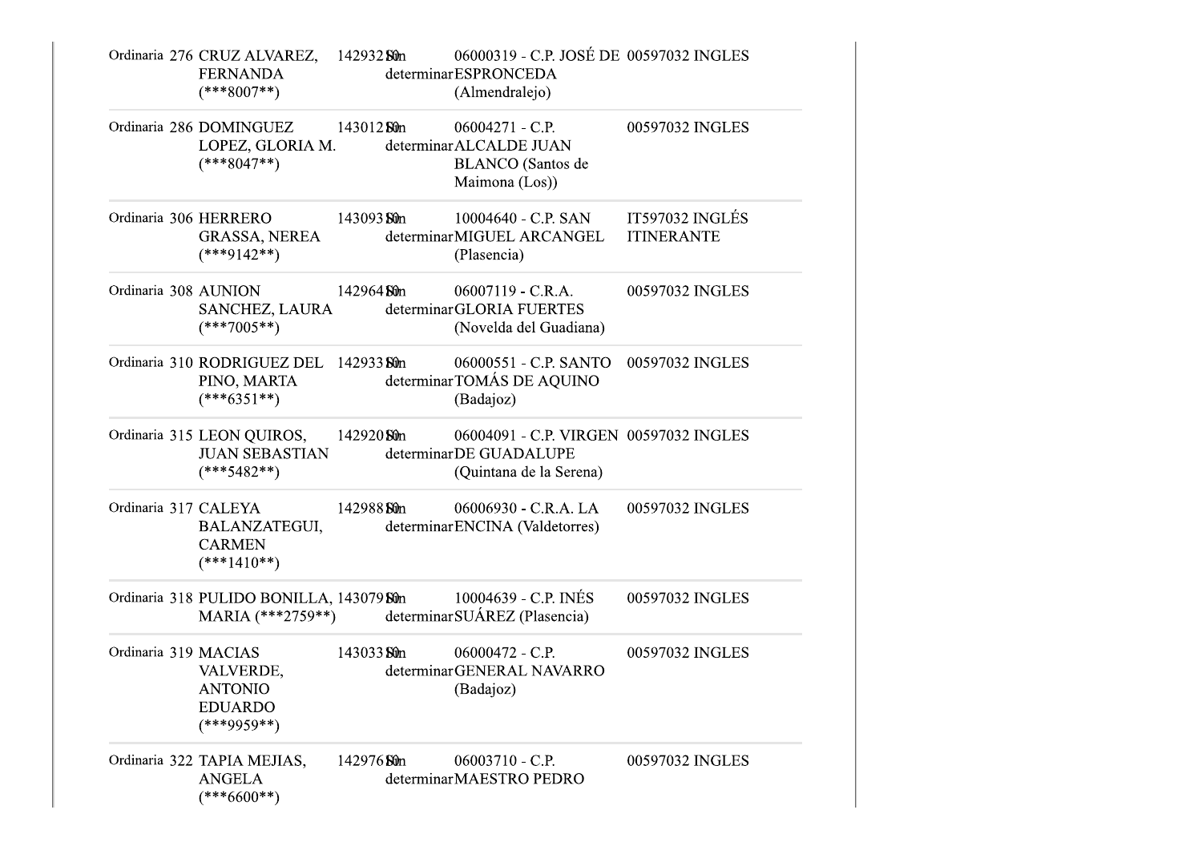| | | | | | | |
|---|---|---|---|---|---|---|
| Ordinaria | 276 | CRUZ ALVAREZ, FERNANDA (***8007**) | 142932 | Sin determinar | 06000319 - C.P. JOSÉ DE ESPRONCEDA (Almendralejo) | 00597032 INGLES |
| Ordinaria | 286 | DOMINGUEZ LOPEZ, GLORIA M. (***8047**) | 143012 | Sin determinar | 06004271 - C.P. ALCALDE JUAN BLANCO (Santos de Maimona (Los)) | 00597032 INGLES |
| Ordinaria | 306 | HERRERO GRASSA, NEREA (***9142**) | 143093 | Sin determinar | 10004640 - C.P. SAN MIGUEL ARCANGEL (Plasencia) | IT597032 INGLÉS ITINERANTE |
| Ordinaria | 308 | AUNION SANCHEZ, LAURA (***7005**) | 142964 | Sin determinar | 06007119 - C.R.A. GLORIA FUERTES (Novelda del Guadiana) | 00597032 INGLES |
| Ordinaria | 310 | RODRIGUEZ DEL PINO, MARTA (***6351**) | 142933 | Sin determinar | 06000551 - C.P. SANTO TOMÁS DE AQUINO (Badajoz) | 00597032 INGLES |
| Ordinaria | 315 | LEON QUIROS, JUAN SEBASTIAN (***5482**) | 142920 | Sin determinar | 06004091 - C.P. VIRGEN DE GUADALUPE (Quintana de la Serena) | 00597032 INGLES |
| Ordinaria | 317 | CALEYA BALANZATEGUI, CARMEN (***1410**) | 142988 | Sin determinar | 06006930 - C.R.A. LA ENCINA (Valdetorres) | 00597032 INGLES |
| Ordinaria | 318 | PULIDO BONILLA, MARIA (***2759**) | 143079 | Sin determinar | 10004639 - C.P. INÉS SUÁREZ (Plasencia) | 00597032 INGLES |
| Ordinaria | 319 | MACIAS VALVERDE, ANTONIO EDUARDO (***9959**) | 143033 | Sin determinar | 06000472 - C.P. GENERAL NAVARRO (Badajoz) | 00597032 INGLES |
| Ordinaria | 322 | TAPIA MEJIAS, ANGELA (***6600**) | 142976 | Sin determinar | 06003710 - C.P. MAESTRO PEDRO | 00597032 INGLES |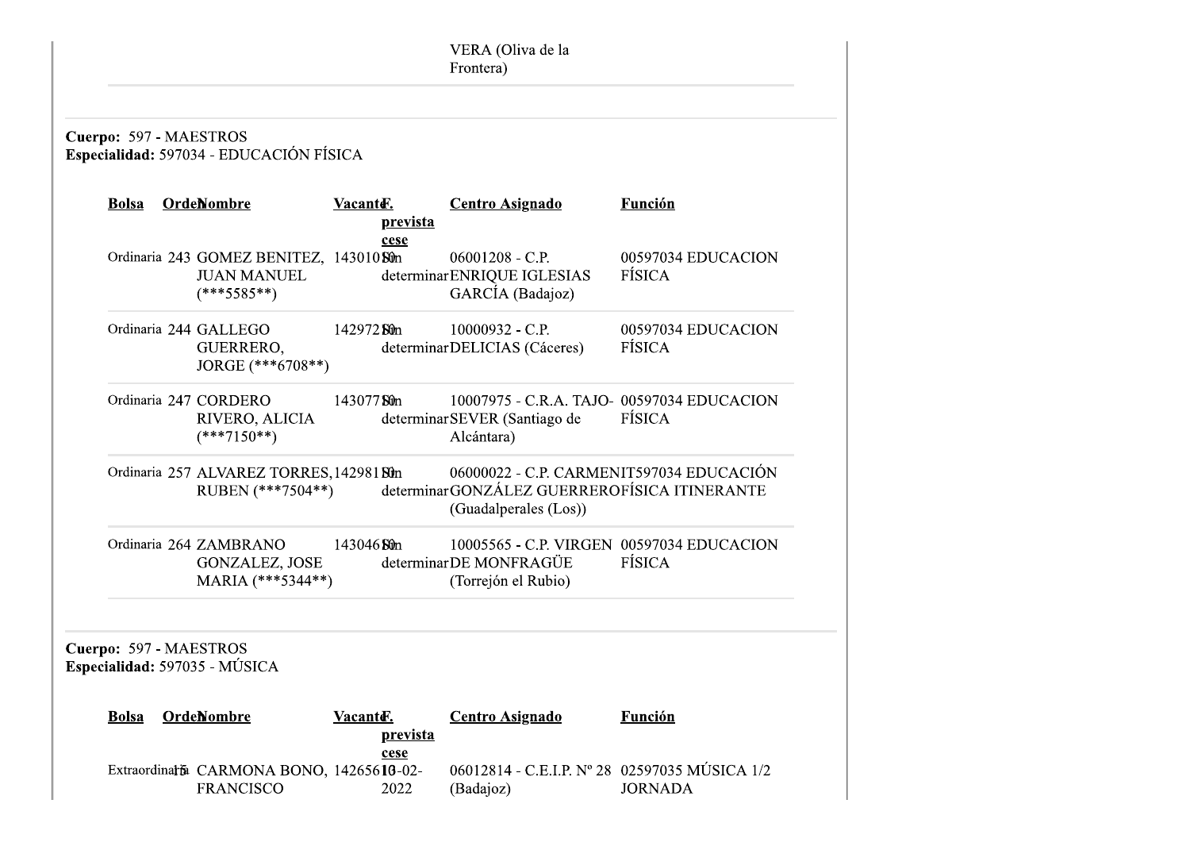| | | | | | VERA (Oliva de la Frontera) | |
|---|---|---|---|---|---|---|

**Cuerpo:** 597 - MAESTROS
**Especialidad:** 597034 - EDUCACIÓN FÍSICA

| Bolsa | Orden | Nombre | Vacante | F. prevista cese | Centro Asignado | Función |
|---|---|---|---|---|---|---|
| Ordinaria | 243 | GOMEZ BENITEZ, JUAN MANUEL (***5585**) | 1430108 | Sin determinar | 06001208 - C.P. ENRIQUE IGLESIAS GARCÍA (Badajoz) | 00597034 EDUCACION FÍSICA |
| Ordinaria | 244 | GALLEGO GUERRERO, JORGE (***6708**) | 1429721 | Sin determinar | 10000932 - C.P. DELICIAS (Cáceres) | 00597034 EDUCACION FÍSICA |
| Ordinaria | 247 | CORDERO RIVERO, ALICIA (***7150**) | 1430775 | Sin determinar | 10007975 - C.R.A. TAJO-SEVER (Santiago de Alcántara) | 00597034 EDUCACION FÍSICA |
| Ordinaria | 257 | ALVAREZ TORRES, RUBEN (***7504**) | 1429811 | Sin determinar | 06000022 - C.P. CARMEN GONZÁLEZ GUERRERO (Guadalperales (Los)) | IT597034 EDUCACIÓN FÍSICA ITINERANTE |
| Ordinaria | 264 | ZAMBRANO GONZALEZ, JOSE MARIA (***5344**) | 1430468 | Sin determinar | 10005565 - C.P. VIRGEN DE MONFRAGÜE (Torrejón el Rubio) | 00597034 EDUCACION FÍSICA |

**Cuerpo:** 597 - MAESTROS
**Especialidad:** 597035 - MÚSICA

| Bolsa | Orden | Nombre | Vacante | F. prevista cese | Centro Asignado | Función |
|---|---|---|---|---|---|---|
| Extraordinaria | 15 | CARMONA BONO, FRANCISCO | 1426561 | 10-02-2022 | 06012814 - C.E.I.P. Nº 28 (Badajoz) | 02597035 MÚSICA 1/2 JORNADA |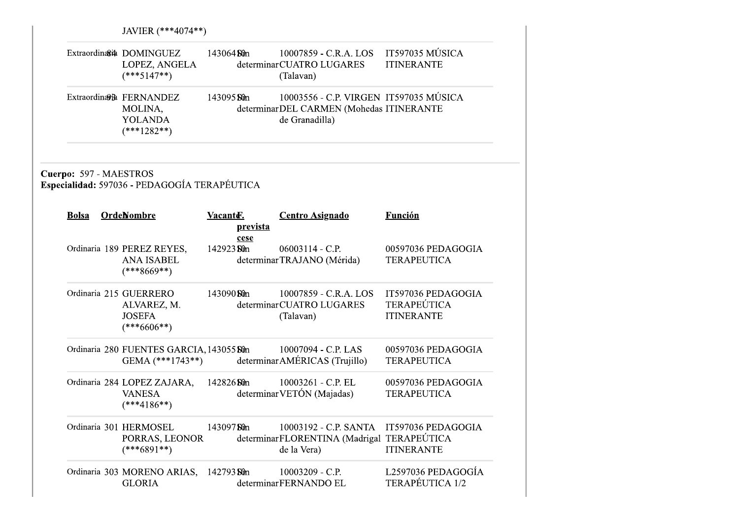| Bolsa | Orden | Nombre | Vacante | F. prevista cese | Centro Asignado | Función |
|---|---|---|---|---|---|---|
| | | JAVIER (***4074**) | | | | |
| Extraordinaria | 84 | DOMINGUEZ LOPEZ, ANGELA (***5147**) | 143064 | Sin determinar | 10007859 - C.R.A. LOS CUATRO LUGARES (Talavan) | IT597035 MÚSICA ITINERANTE |
| Extraordinaria | 93 | FERNANDEZ MOLINA, YOLANDA (***1282**) | 143095 | Sin determinar | 10003556 - C.P. VIRGEN DEL CARMEN (Mohedas de Granadilla) | IT597035 MÚSICA ITINERANTE |

**Cuerpo:** 597 - MAESTROS
**Especialidad:** 597036 - PEDAGOGÍA TERAPÉUTICA

| Bolsa | Orden | Nombre | Vacante | F. prevista cese | Centro Asignado | Función |
|---|---|---|---|---|---|---|
| Ordinaria | 189 | PEREZ REYES, ANA ISABEL (***8669**) | 142923 | Sin determinar | 06003114 - C.P. TRAJANO (Mérida) | 00597036 PEDAGOGIA TERAPEUTICA |
| Ordinaria | 215 | GUERRERO ALVAREZ, M. JOSEFA (***6606**) | 143090 | Sin determinar | 10007859 - C.R.A. LOS CUATRO LUGARES (Talavan) | IT597036 PEDAGOGIA TERAPEÚTICA ITINERANTE |
| Ordinaria | 280 | FUENTES GARCIA, GEMA (***1743**) | 143055 | Sin determinar | 10007094 - C.P. LAS AMÉRICAS (Trujillo) | 00597036 PEDAGOGIA TERAPEUTICA |
| Ordinaria | 284 | LOPEZ ZAJARA, VANESA (***4186**) | 142826 | Sin determinar | 10003261 - C.P. EL VETÓN (Majadas) | 00597036 PEDAGOGIA TERAPEUTICA |
| Ordinaria | 301 | HERMOSEL PORRAS, LEONOR (***6891**) | 143097 | Sin determinar | 10003192 - C.P. SANTA FLORENTINA (Madrigal de la Vera) | IT597036 PEDAGOGIA TERAPEÚTICA ITINERANTE |
| Ordinaria | 303 | MORENO ARIAS, GLORIA | 142793 | Sin determinar | 10003209 - C.P. FERNANDO EL | L2597036 PEDAGOGÍA TERAPÉUTICA 1/2 |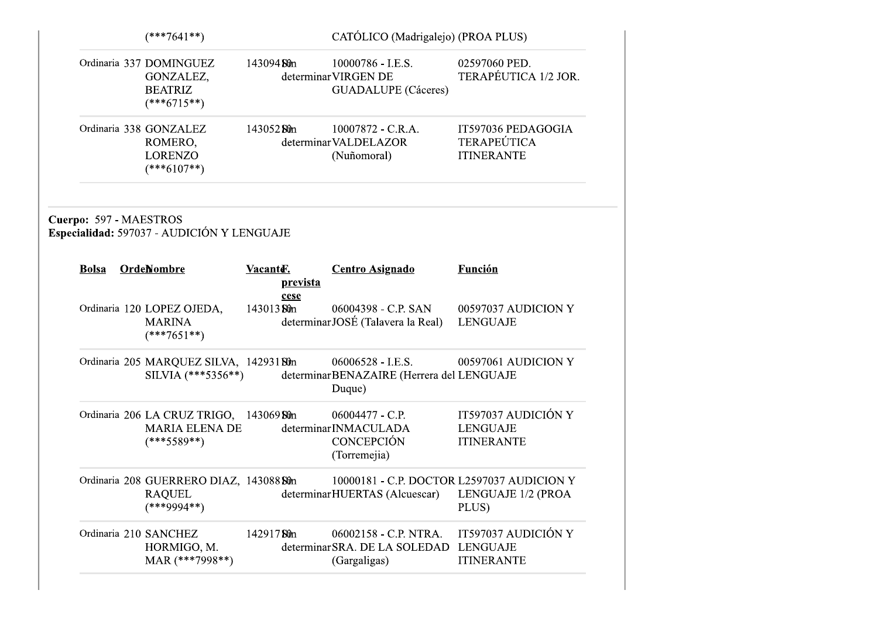| Bolsa | Orden | Nombre | Vacante | F. prevista cese | Centro Asignado | Función |
|---|---|---|---|---|---|---|
| | | (***7641**) | | | CATÓLICO (Madrigalejo) | (PROA PLUS) |
| Ordinaria | 337 | DOMINGUEZ GONZALEZ, BEATRIZ (***6715**) | 1430948 | Sin determinar | 10000786 - I.E.S. VIRGEN DE GUADALUPE (Cáceres) | 02597060 PED. TERAPÉUTICA 1/2 JOR. |
| Ordinaria | 338 | GONZALEZ ROMERO, LORENZO (***6107**) | 1430520 | Sin determinar | 10007872 - C.R.A. VALDELAZOR (Nuñomoral) | IT597036 PEDAGOGIA TERAPEÚTICA ITINERANTE |

**Cuerpo:** 597 - MAESTROS
**Especialidad:** 597037 - AUDICIÓN Y LENGUAJE

| Bolsa | Orden | Nombre | Vacante | F. prevista cese | Centro Asignado | Función |
|---|---|---|---|---|---|---|
| Ordinaria | 120 | LOPEZ OJEDA, MARINA (***7651**) | 1430130 | Sin determinar | 06004398 - C.P. SAN JOSÉ (Talavera la Real) | 00597037 AUDICION Y LENGUAJE |
| Ordinaria | 205 | MARQUEZ SILVA, SILVIA (***5356**) | 1429310 | Sin determinar | 06006528 - I.E.S. BENAZAIRE (Herrera del Duque) | 00597061 AUDICION Y LENGUAJE |
| Ordinaria | 206 | LA CRUZ TRIGO, MARIA ELENA DE (***5589**) | 1430690 | Sin determinar | 06004477 - C.P. INMACULADA CONCEPCIÓN (Torremejia) | IT597037 AUDICIÓN Y LENGUAJE ITINERANTE |
| Ordinaria | 208 | GUERRERO DIAZ, RAQUEL (***9994**) | 1430880 | Sin determinar | 10000181 - C.P. DOCTOR HUERTAS (Alcuescar) | L2597037 AUDICION Y LENGUAJE 1/2 (PROA PLUS) |
| Ordinaria | 210 | SANCHEZ HORMIGO, M. MAR (***7998**) | 1429170 | Sin determinar | 06002158 - C.P. NTRA. SRA. DE LA SOLEDAD (Gargaligas) | IT597037 AUDICIÓN Y LENGUAJE ITINERANTE |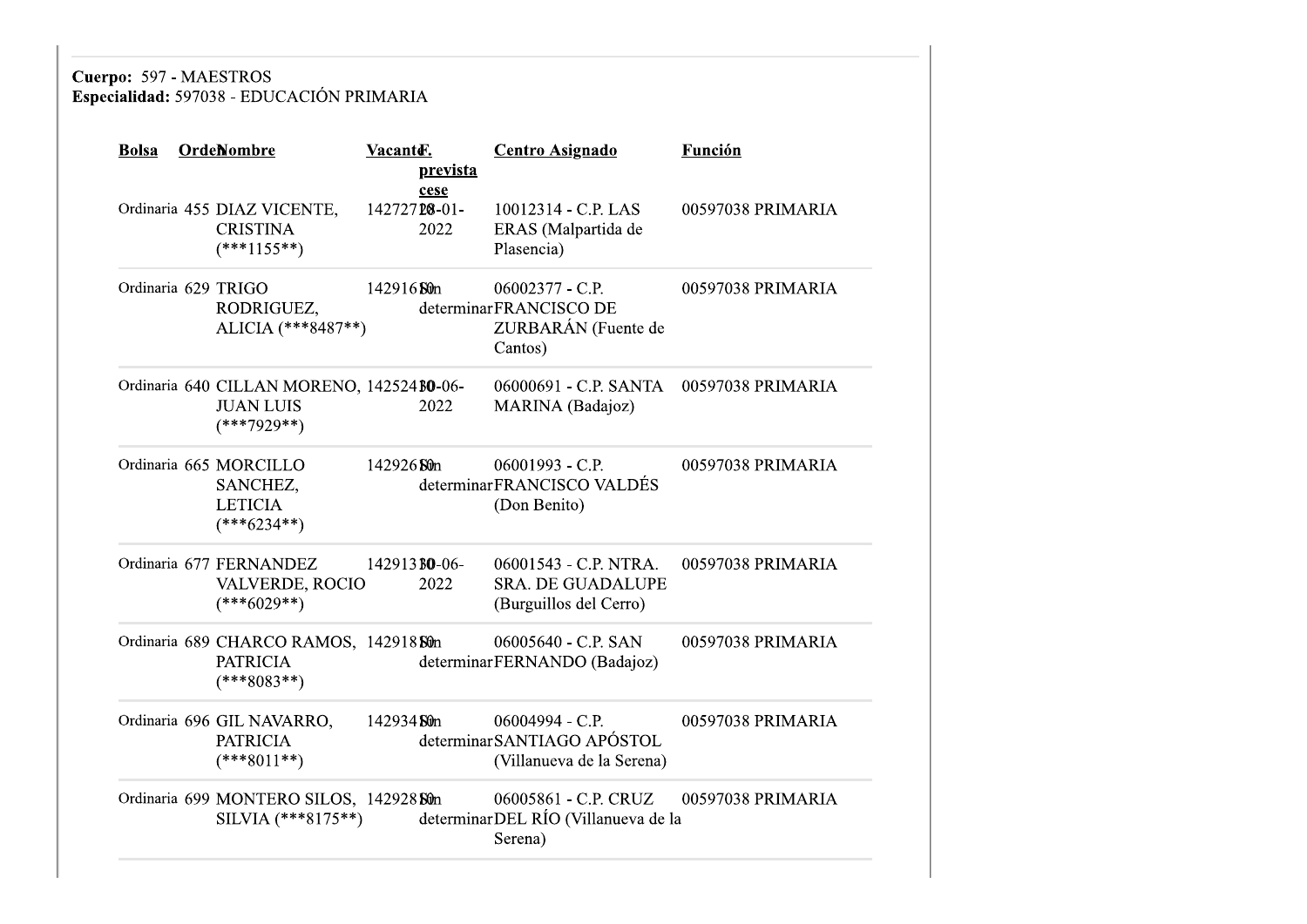**Cuerpo:** 597 - MAESTROS
**Especialidad:** 597038 - EDUCACIÓN PRIMARIA

| Bolsa | Orden | Nombre | Vacante | F. prevista cese | Centro Asignado | Función |
|---|---|---|---|---|---|---|
| Ordinaria | 455 | DIAZ VICENTE, CRISTINA (***1155**) | 1427278 | 28-01-2022 | 10012314 - C.P. LAS ERAS (Malpartida de Plasencia) | 00597038 PRIMARIA |
| Ordinaria | 629 | TRIGO RODRIGUEZ, ALICIA (***8487**) | 1429160 | Sin determinar | 06002377 - C.P. FRANCISCO DE ZURBARÁN (Fuente de Cantos) | 00597038 PRIMARIA |
| Ordinaria | 640 | CILLAN MORENO, JUAN LUIS (***7929**) | 1425241 | 30-06-2022 | 06000691 - C.P. SANTA MARINA (Badajoz) | 00597038 PRIMARIA |
| Ordinaria | 665 | MORCILLO SANCHEZ, LETICIA (***6234**) | 1429260 | Sin determinar | 06001993 - C.P. FRANCISCO VALDÉS (Don Benito) | 00597038 PRIMARIA |
| Ordinaria | 677 | FERNANDEZ VALVERDE, ROCIO (***6029**) | 1429133 | 30-06-2022 | 06001543 - C.P. NTRA. SRA. DE GUADALUPE (Burguillos del Cerro) | 00597038 PRIMARIA |
| Ordinaria | 689 | CHARCO RAMOS, PATRICIA (***8083**) | 1429180 | Sin determinar | 06005640 - C.P. SAN FERNANDO (Badajoz) | 00597038 PRIMARIA |
| Ordinaria | 696 | GIL NAVARRO, PATRICIA (***8011**) | 1429340 | Sin determinar | 06004994 - C.P. SANTIAGO APÓSTOL (Villanueva de la Serena) | 00597038 PRIMARIA |
| Ordinaria | 699 | MONTERO SILOS, SILVIA (***8175**) | 1429280 | Sin determinar | 06005861 - C.P. CRUZ DEL RÍO (Villanueva de la Serena) | 00597038 PRIMARIA |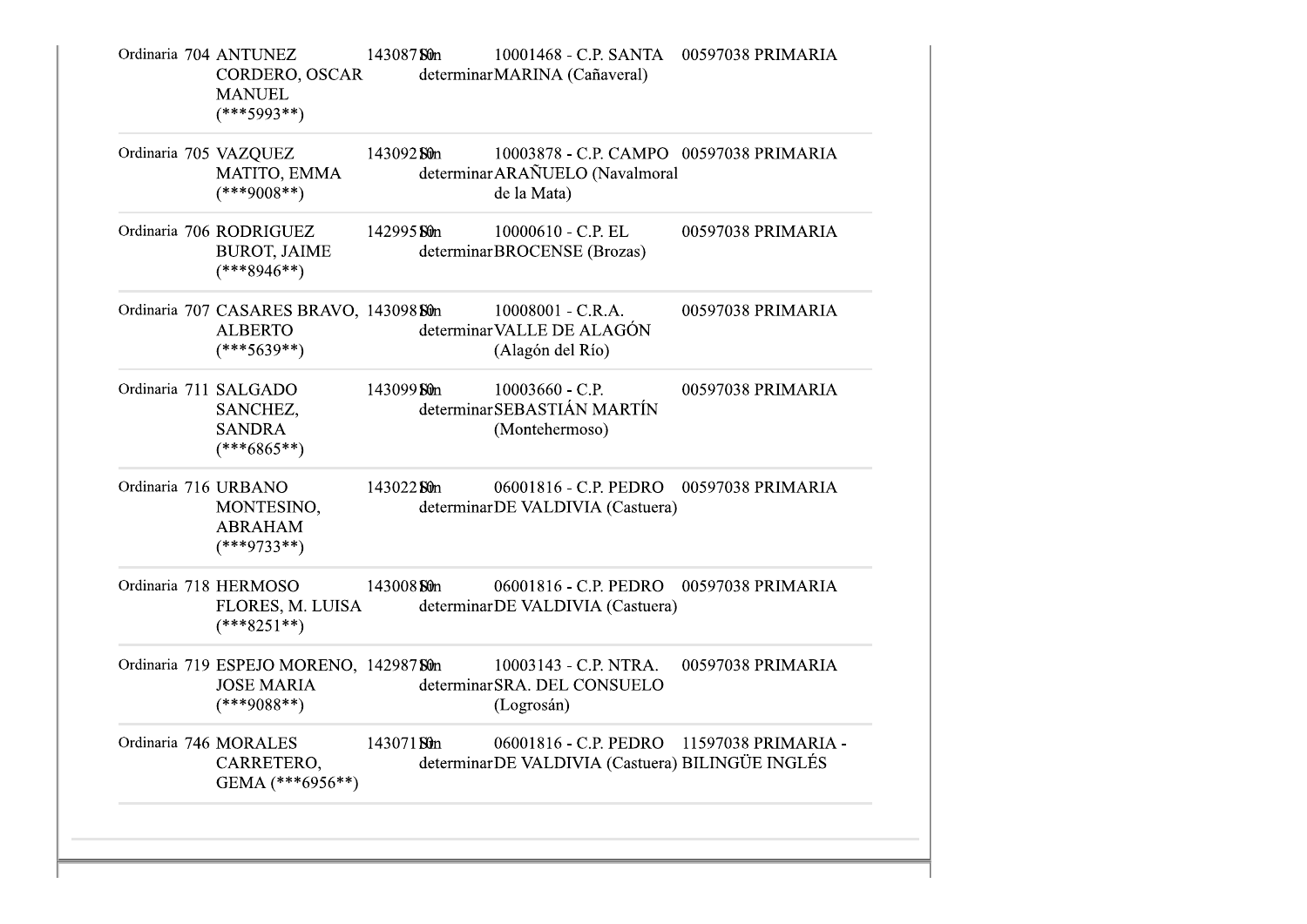| | | | | | | |
|---|---|---|---|---|---|---|
| Ordinaria | 704 | ANTUNEZ CORDERO, OSCAR MANUEL (***5993**) | 143087,80 | Sin determinar | 10001468 - C.P. SANTA MARINA (Cañaveral) | 00597038 PRIMARIA |
| Ordinaria | 705 | VAZQUEZ MATITO, EMMA (***9008**) | 143092,80 | Sin determinar | 10003878 - C.P. CAMPO ARAÑUELO (Navalmoral de la Mata) | 00597038 PRIMARIA |
| Ordinaria | 706 | RODRIGUEZ BUROT, JAIME (***8946**) | 142995,80 | Sin determinar | 10000610 - C.P. EL BROCENSE (Brozas) | 00597038 PRIMARIA |
| Ordinaria | 707 | CASARES BRAVO, ALBERTO (***5639**) | 143098,80 | Sin determinar | 10008001 - C.R.A. VALLE DE ALAGÓN (Alagón del Río) | 00597038 PRIMARIA |
| Ordinaria | 711 | SALGADO SANCHEZ, SANDRA (***6865**) | 143099,80 | Sin determinar | 10003660 - C.P. SEBASTIÁN MARTÍN (Montehermoso) | 00597038 PRIMARIA |
| Ordinaria | 716 | URBANO MONTESINO, ABRAHAM (***9733**) | 143022,80 | Sin determinar | 06001816 - C.P. PEDRO DE VALDIVIA (Castuera) | 00597038 PRIMARIA |
| Ordinaria | 718 | HERMOSO FLORES, M. LUISA (***8251**) | 143008,80 | Sin determinar | 06001816 - C.P. PEDRO DE VALDIVIA (Castuera) | 00597038 PRIMARIA |
| Ordinaria | 719 | ESPEJO MORENO, JOSE MARIA (***9088**) | 142987,80 | Sin determinar | 10003143 - C.P. NTRA. SRA. DEL CONSUELO (Logrosán) | 00597038 PRIMARIA |
| Ordinaria | 746 | MORALES CARRETERO, GEMA (***6956**) | 143071,80 | Sin determinar | 06001816 - C.P. PEDRO DE VALDIVIA (Castuera) | 11597038 PRIMARIA - BILINGÜE INGLÉS |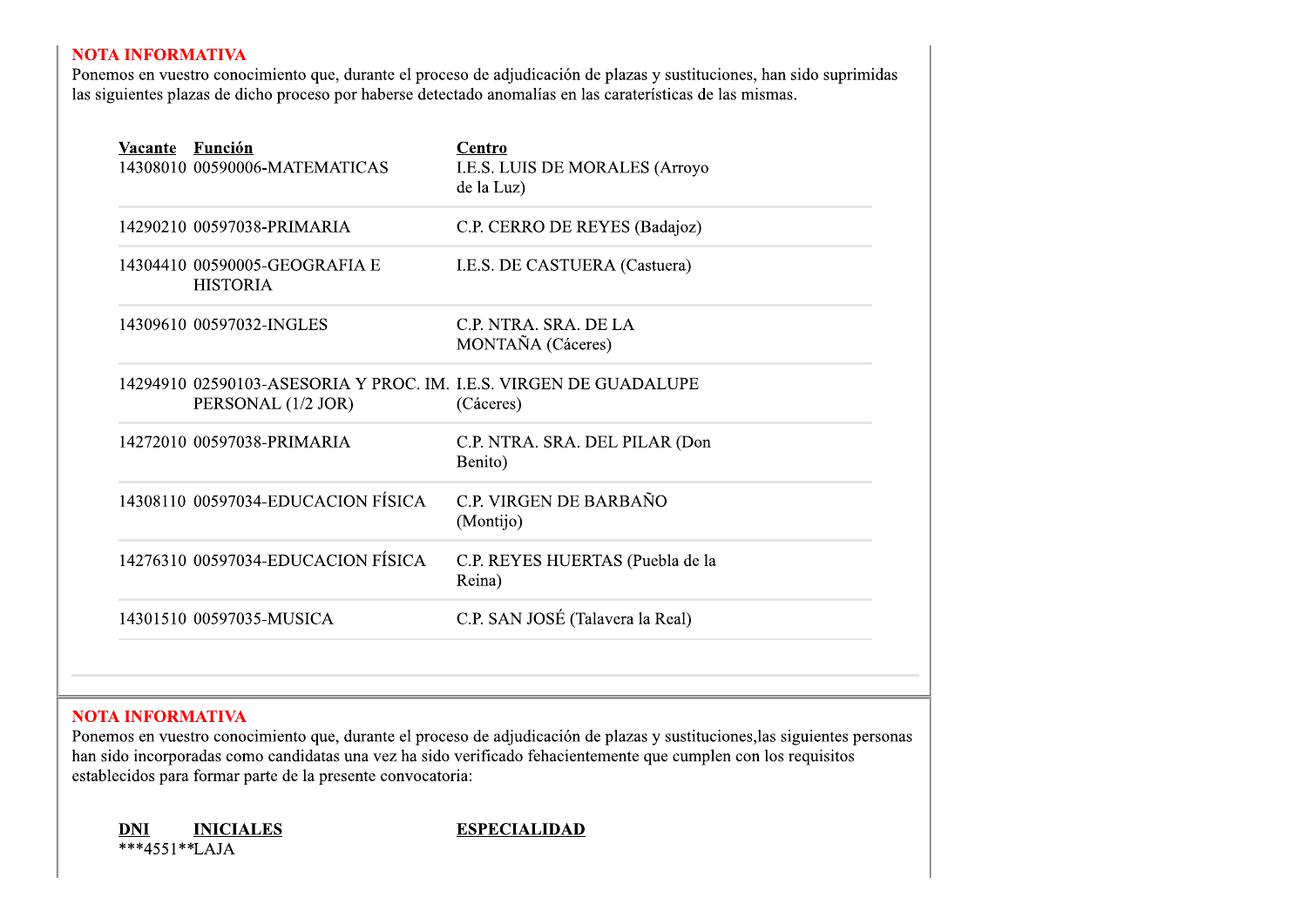**NOTA INFORMATIVA**

Ponemos en vuestro conocimiento que, durante el proceso de adjudicación de plazas y sustituciones, han sido suprimidas las siguientes plazas de dicho proceso por haberse detectado anomalías en las caraterísticas de las mismas.

| Vacante | Función | Centro |
|---|---|---|
| 14308010 | 00590006-MATEMATICAS | I.E.S. LUIS DE MORALES (Arroyo de la Luz) |
| 14290210 | 00597038-PRIMARIA | C.P. CERRO DE REYES (Badajoz) |
| 14304410 | 00590005-GEOGRAFIA E HISTORIA | I.E.S. DE CASTUERA (Castuera) |
| 14309610 | 00597032-INGLES | C.P. NTRA. SRA. DE LA MONTAÑA (Cáceres) |
| 14294910 | 02590103-ASESORIA Y PROC. IM. PERSONAL (1/2 JOR) | I.E.S. VIRGEN DE GUADALUPE (Cáceres) |
| 14272010 | 00597038-PRIMARIA | C.P. NTRA. SRA. DEL PILAR (Don Benito) |
| 14308110 | 00597034-EDUCACION FÍSICA | C.P. VIRGEN DE BARBAÑO (Montijo) |
| 14276310 | 00597034-EDUCACION FÍSICA | C.P. REYES HUERTAS (Puebla de la Reina) |
| 14301510 | 00597035-MUSICA | C.P. SAN JOSÉ (Talavera la Real) |

**NOTA INFORMATIVA**

Ponemos en vuestro conocimiento que, durante el proceso de adjudicación de plazas y sustituciones,las siguientes personas han sido incorporadas como candidatas una vez ha sido verificado fehacientemente que cumplen con los requisitos establecidos para formar parte de la presente convocatoria:

| DNI | INICIALES | ESPECIALIDAD |
|---|---|---|
| ***4551** | LAJA | |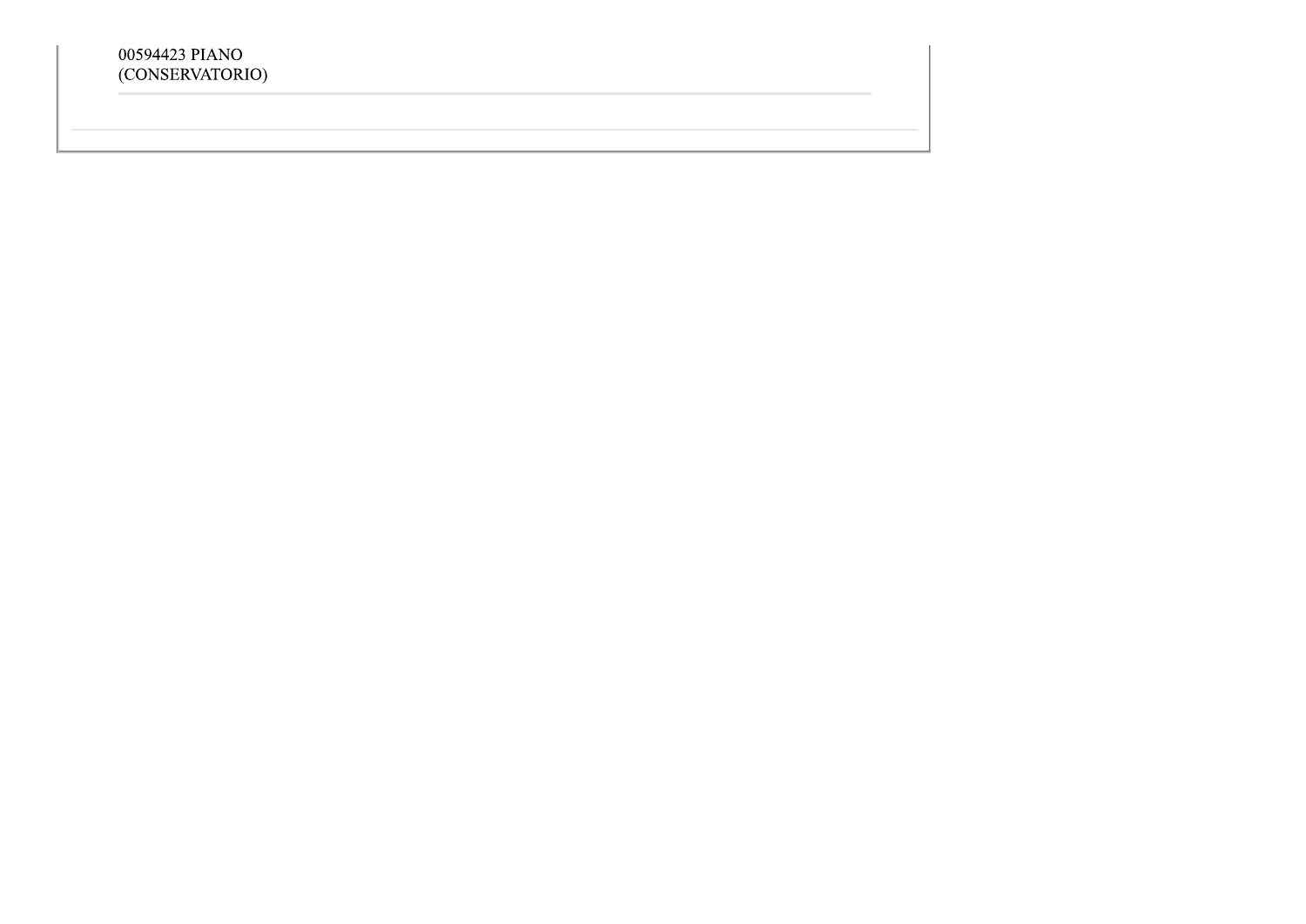00594423 PIANO
(CONSERVATORIO)